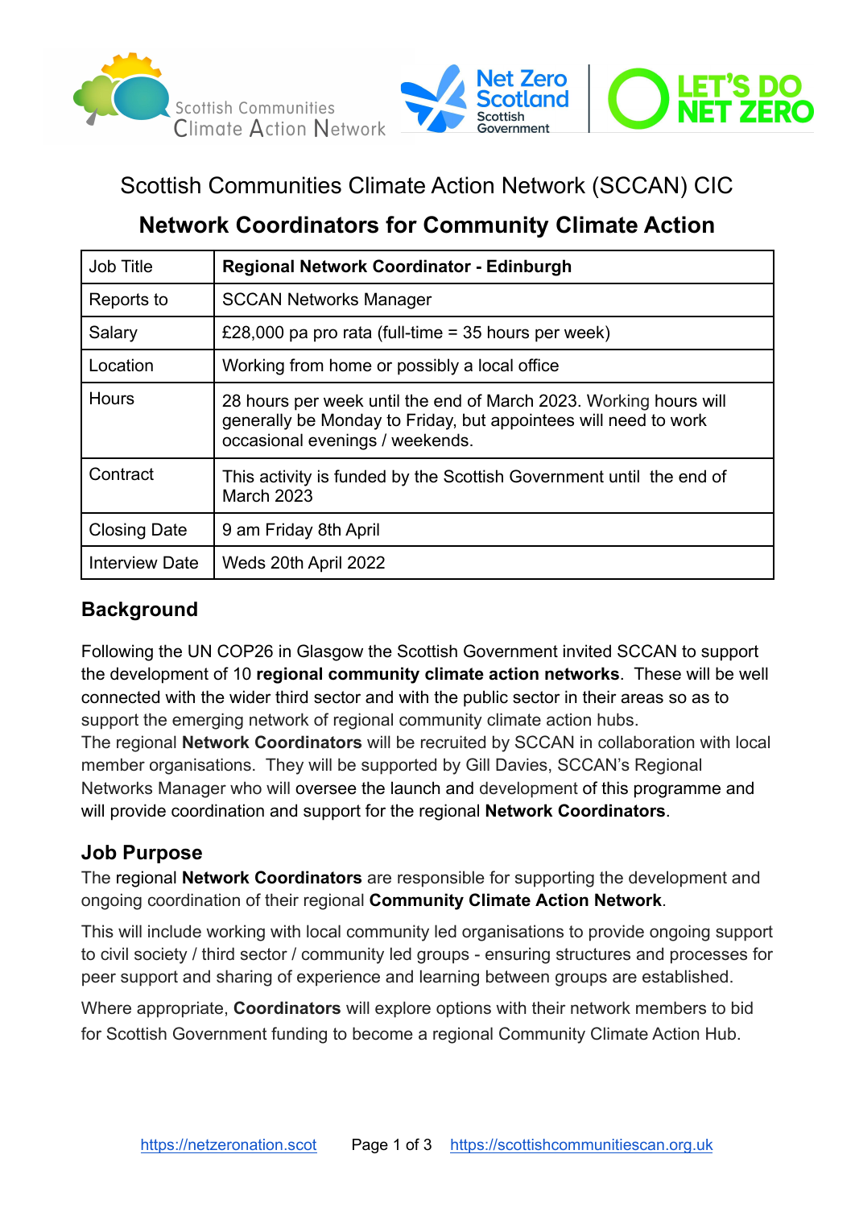Scottish Communities Climate Action Network (SCCAN) CIC

## Network Coordinators for Community Climate Action

| Job Title | **Regional Network Coordinator - Edinburgh** |
|---|---|
| Reports to | SCCAN Networks Manager |
| Salary | £28,000 pa pro rata (full-time = 35 hours per week) |
| Location | Working from home or possibly a local office |
| Hours | 28 hours per week until the end of March 2023. Working hours will generally be Monday to Friday, but appointees will need to work occasional evenings / weekends. |
| Contract | This activity is funded by the Scottish Government until the end of March 2023 |
| Closing Date | 9 am Friday 8th April |
| Interview Date | Weds 20th April 2022 |

### Background

Following the UN COP26 in Glasgow the Scottish Government invited SCCAN to support the development of 10 **regional community climate action networks**. These will be well connected with the wider third sector and with the public sector in their areas so as to support the emerging network of regional community climate action hubs.
The regional **Network Coordinators** will be recruited by SCCAN in collaboration with local member organisations. They will be supported by Gill Davies, SCCAN's Regional Networks Manager who will oversee the launch and development of this programme and will provide coordination and support for the regional **Network Coordinators**.

### Job Purpose

The regional **Network Coordinators** are responsible for supporting the development and ongoing coordination of their regional **Community Climate Action Network**.

This will include working with local community led organisations to provide ongoing support to civil society / third sector / community led groups - ensuring structures and processes for peer support and sharing of experience and learning between groups are established.

Where appropriate, **Coordinators** will explore options with their network members to bid for Scottish Government funding to become a regional Community Climate Action Hub.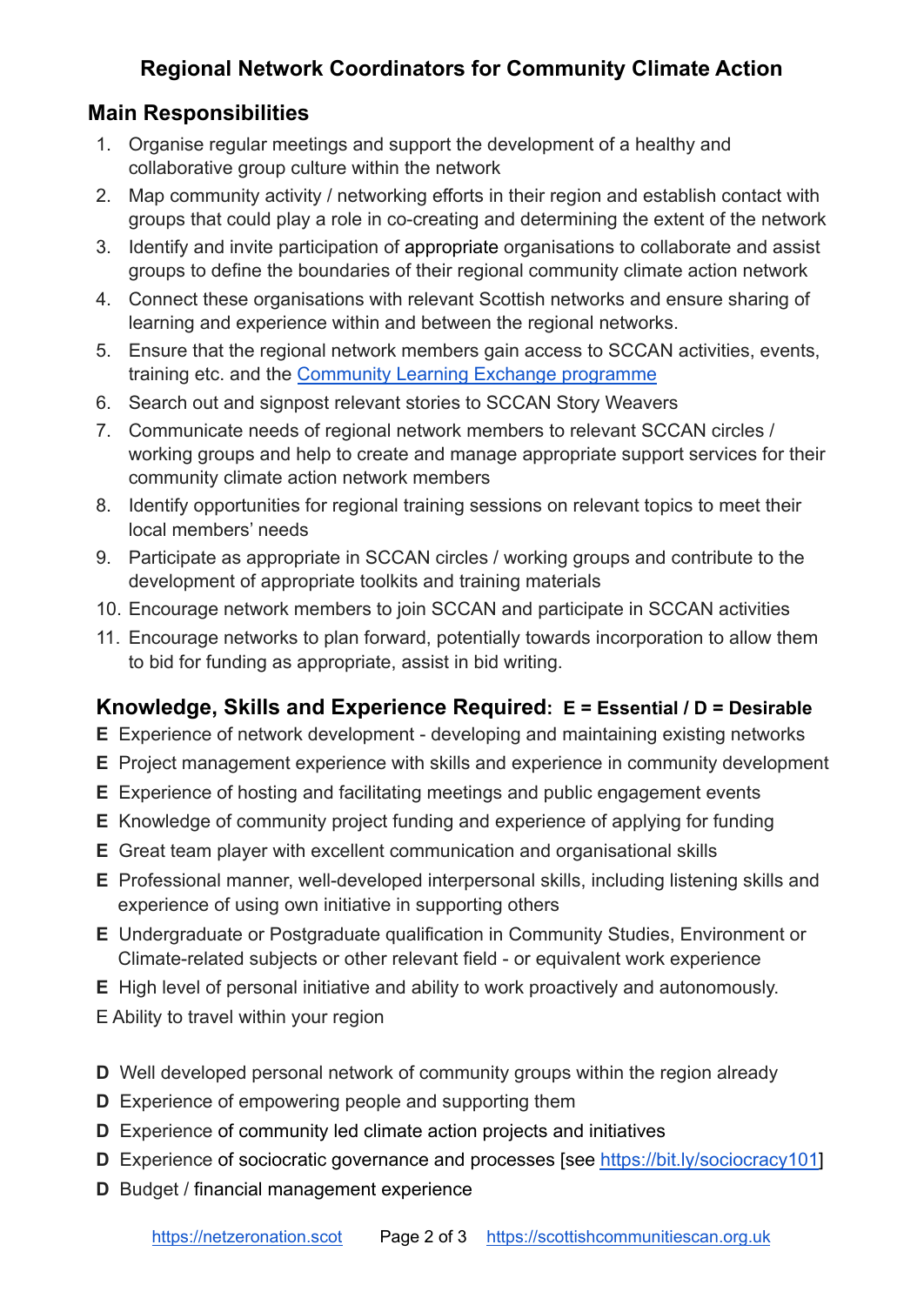## Regional Network Coordinators for Community Climate Action

### Main Responsibilities

1. Organise regular meetings and support the development of a healthy and collaborative group culture within the network
2. Map community activity / networking efforts in their region and establish contact with groups that could play a role in co-creating and determining the extent of the network
3. Identify and invite participation of appropriate organisations to collaborate and assist groups to define the boundaries of their regional community climate action network
4. Connect these organisations with relevant Scottish networks and ensure sharing of learning and experience within and between the regional networks.
5. Ensure that the regional network members gain access to SCCAN activities, events, training etc. and the Community Learning Exchange programme
6. Search out and signpost relevant stories to SCCAN Story Weavers
7. Communicate needs of regional network members to relevant SCCAN circles / working groups and help to create and manage appropriate support services for their community climate action network members
8. Identify opportunities for regional training sessions on relevant topics to meet their local members' needs
9. Participate as appropriate in SCCAN circles / working groups and contribute to the development of appropriate toolkits and training materials
10. Encourage network members to join SCCAN and participate in SCCAN activities
11. Encourage networks to plan forward, potentially towards incorporation to allow them to bid for funding as appropriate, assist in bid writing.

### Knowledge, Skills and Experience Required: E = Essential / D = Desirable

**E** Experience of network development - developing and maintaining existing networks
**E** Project management experience with skills and experience in community development
**E** Experience of hosting and facilitating meetings and public engagement events
**E** Knowledge of community project funding and experience of applying for funding
**E** Great team player with excellent communication and organisational skills
**E** Professional manner, well-developed interpersonal skills, including listening skills and experience of using own initiative in supporting others
**E** Undergraduate or Postgraduate qualification in Community Studies, Environment or Climate-related subjects or other relevant field - or equivalent work experience
**E** High level of personal initiative and ability to work proactively and autonomously.
E Ability to travel within your region

**D** Well developed personal network of community groups within the region already
**D** Experience of empowering people and supporting them
**D** Experience of community led climate action projects and initiatives
**D** Experience of sociocratic governance and processes [see https://bit.ly/sociocracy101]
**D** Budget / financial management experience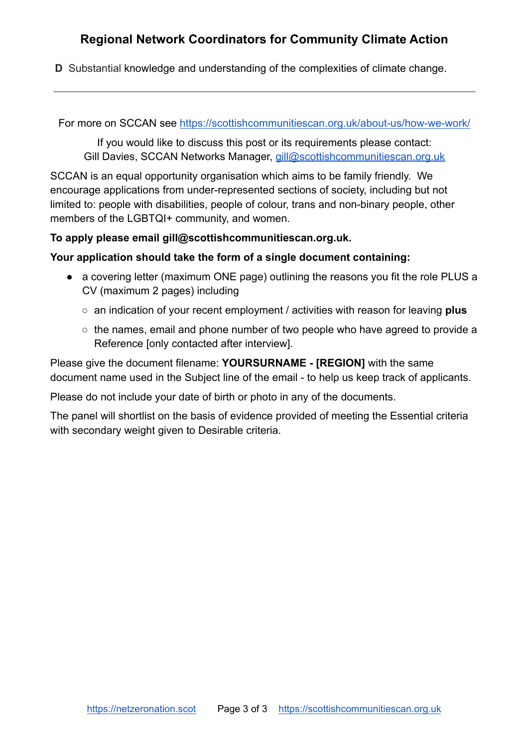**D** Substantial knowledge and understanding of the complexities of climate change.

---

For more on SCCAN see https://scottishcommunitiescan.org.uk/about-us/how-we-work/

If you would like to discuss this post or its requirements please contact:
Gill Davies, SCCAN Networks Manager, gill@scottishcommunitiescan.org.uk

SCCAN is an equal opportunity organisation which aims to be family friendly. We encourage applications from under-represented sections of society, including but not limited to: people with disabilities, people of colour, trans and non-binary people, other members of the LGBTQI+ community, and women.

**To apply please email gill@scottishcommunitiescan.org.uk.**

**Your application should take the form of a single document containing:**

- a covering letter (maximum ONE page) outlining the reasons you fit the role PLUS a CV (maximum 2 pages) including
  - an indication of your recent employment / activities with reason for leaving **plus**
  - the names, email and phone number of two people who have agreed to provide a Reference [only contacted after interview].

Please give the document filename: **YOURSURNAME - [REGION]** with the same document name used in the Subject line of the email - to help us keep track of applicants.

Please do not include your date of birth or photo in any of the documents.

The panel will shortlist on the basis of evidence provided of meeting the Essential criteria with secondary weight given to Desirable criteria.